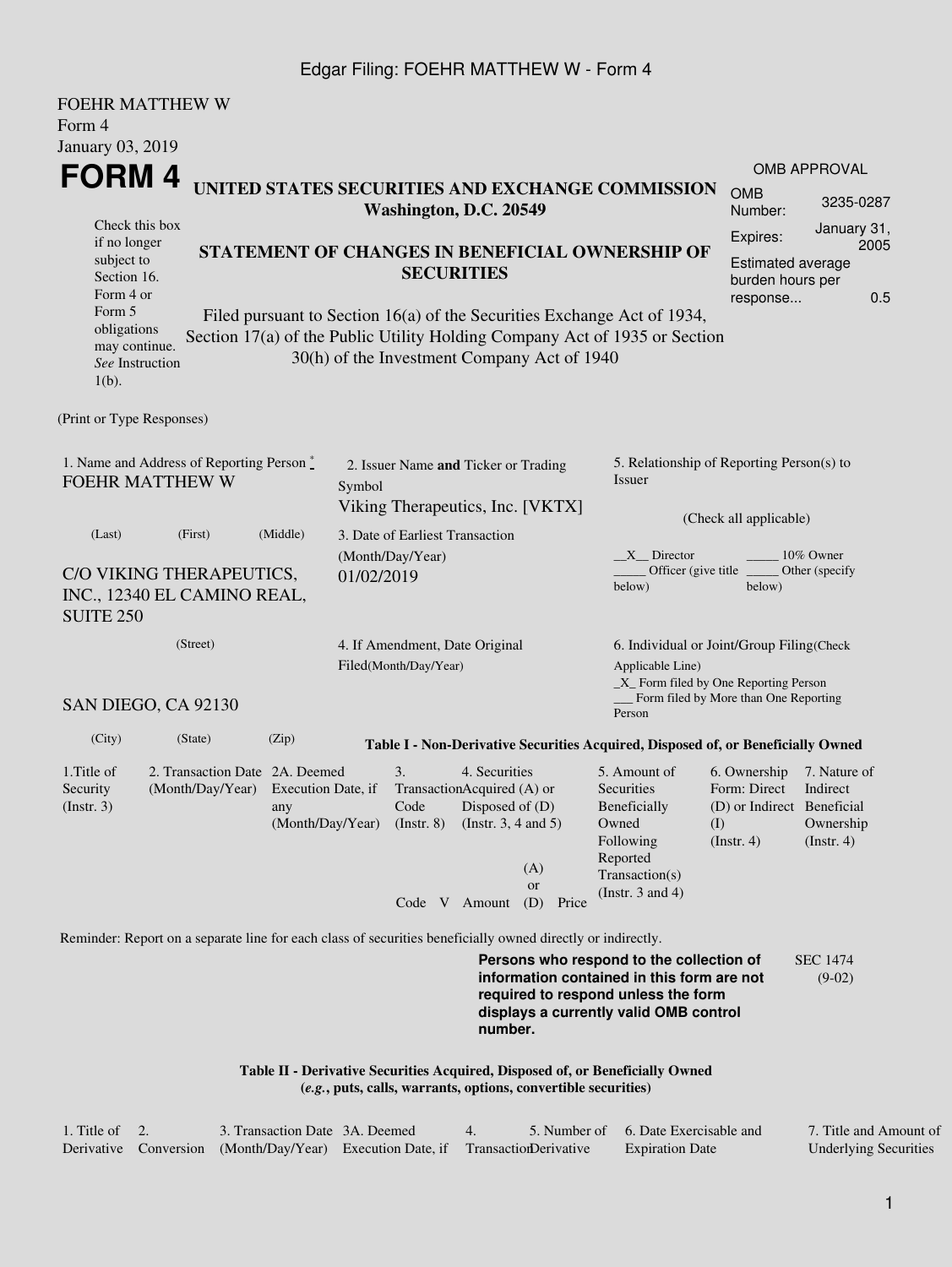FOEHR MATTHEW W
Form 4
January 03, 2019

# FORM 4

Check this box if no longer subject to Section 16. Form 4 or Form 5 obligations may continue. *See* Instruction 1(b).

## UNITED STATES SECURITIES AND EXCHANGE COMMISSION
**Washington, D.C. 20549**

## STATEMENT OF CHANGES IN BENEFICIAL OWNERSHIP OF SECURITIES

Filed pursuant to Section 16(a) of the Securities Exchange Act of 1934, Section 17(a) of the Public Utility Holding Company Act of 1935 or Section 30(h) of the Investment Company Act of 1940

| OMB APPROVAL | |
|---|---|
| OMB Number: | 3235-0287 |
| Expires: | January 31, 2005 |
| Estimated average burden hours per response... | 0.5 |

(Print or Type Responses)

1. Name and Address of Reporting Person *
FOEHR MATTHEW W

(Last) (First) (Middle)

C/O VIKING THERAPEUTICS, INC., 12340 EL CAMINO REAL, SUITE 250

(Street)

SAN DIEGO, CA 92130

(City) (State) (Zip)

2. Issuer Name **and** Ticker or Trading Symbol
Viking Therapeutics, Inc. [VKTX]

3. Date of Earliest Transaction (Month/Day/Year)
01/02/2019

4. If Amendment, Date Original Filed(Month/Day/Year)

5. Relationship of Reporting Person(s) to Issuer

(Check all applicable)

__X__ Director _____ 10% Owner
_____ Officer (give title below) _____ Other (specify below)

6. Individual or Joint/Group Filing(Check Applicable Line)
_X_ Form filed by One Reporting Person
___ Form filed by More than One Reporting Person

**Table I - Non-Derivative Securities Acquired, Disposed of, or Beneficially Owned**

| 1.Title of Security (Instr. 3) | 2. Transaction Date (Month/Day/Year) | 2A. Deemed Execution Date, if any (Month/Day/Year) | 3. Transaction Code (Instr. 8) | | 4. Securities Acquired (A) or Disposed of (D) (Instr. 3, 4 and 5) | | | 5. Amount of Securities Beneficially Owned Following Reported Transaction(s) (Instr. 3 and 4) | 6. Ownership Form: Direct (D) or Indirect (I) (Instr. 4) | 7. Nature of Indirect Beneficial Ownership (Instr. 4) |
|---|---|---|---|---|---|---|---|---|---|---|
| | | | Code | V | Amount | (A) or (D) | Price | | | |

Reminder: Report on a separate line for each class of securities beneficially owned directly or indirectly.

**Persons who respond to the collection of information contained in this form are not required to respond unless the form displays a currently valid OMB control number.**

SEC 1474 (9-02)

**Table II - Derivative Securities Acquired, Disposed of, or Beneficially Owned**
**(*e.g.*, puts, calls, warrants, options, convertible securities)**

| 1. Title of Derivative | 2. Conversion | 3. Transaction Date (Month/Day/Year) | 3A. Deemed Execution Date, if | 4. Transaction | 5. Number of Derivative | 6. Date Exercisable and Expiration Date | 7. Title and Amount of Underlying Securities |
|---|---|---|---|---|---|---|---|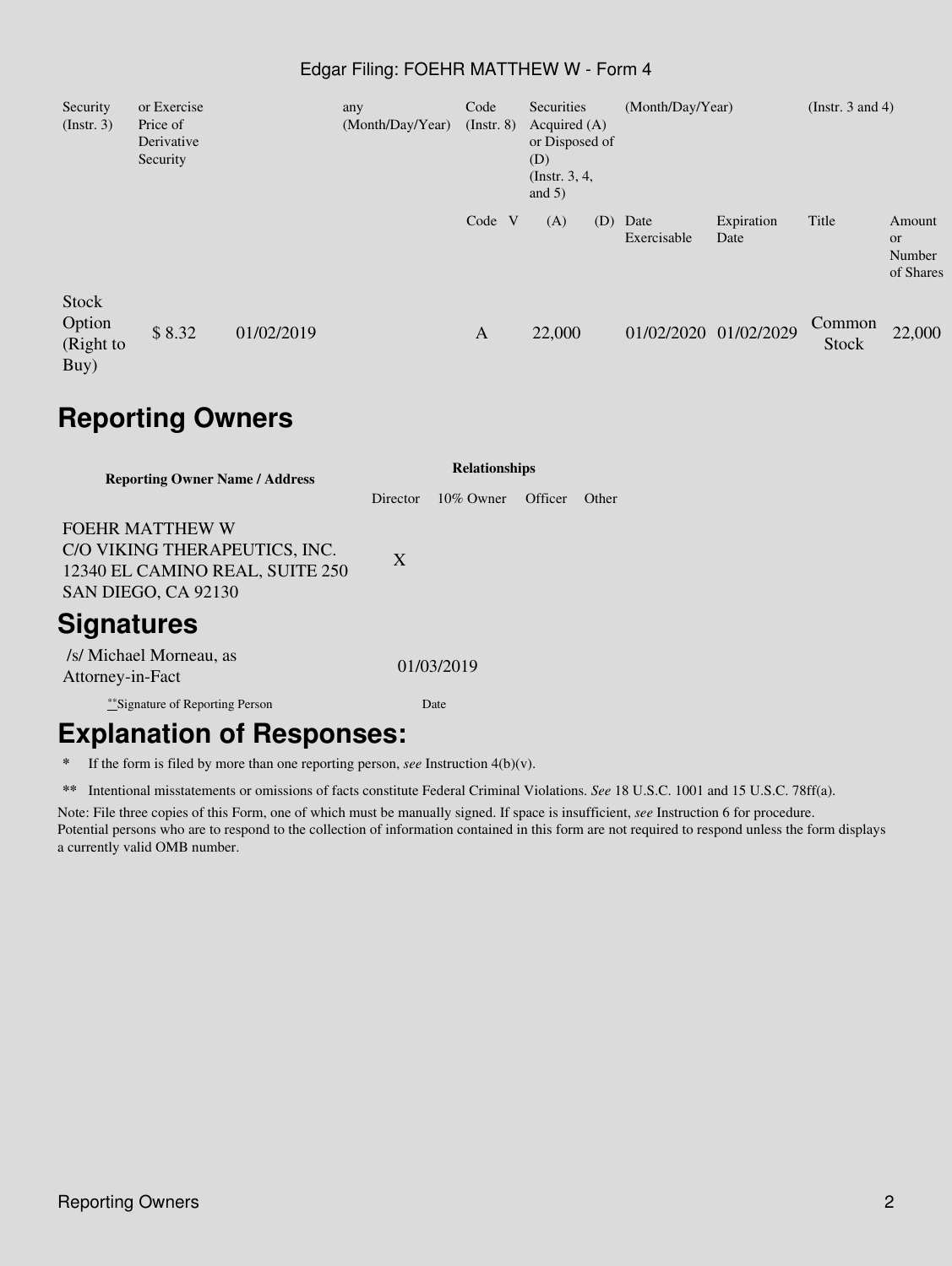| Security (Instr. 3) | or Exercise Price of Derivative Security | | any (Month/Day/Year) | Code (Instr. 8) | | Securities Acquired (A) or Disposed of (D) (Instr. 3, 4, and 5) | | (Month/Day/Year) | | (Instr. 3 and 4) | |
|---|---|---|---|---|---|---|---|---|---|---|---|
| | | | | Code | V | (A) | (D) | Date Exercisable | Expiration Date | Title | Amount or Number of Shares |
| Stock Option (Right to Buy) | $ 8.32 | 01/02/2019 | | A | | 22,000 | | 01/02/2020 | 01/02/2029 | Common Stock | 22,000 |

# Reporting Owners

| Reporting Owner Name / Address | Relationships | | | |
|---|---|---|---|---|
| | Director | 10% Owner | Officer | Other |
| FOEHR MATTHEW W<br>C/O VIKING THERAPEUTICS, INC.<br>12340 EL CAMINO REAL, SUITE 250<br>SAN DIEGO, CA 92130 | X | | | |

# Signatures

| | |
|---|---|
| /s/ Michael Morneau, as Attorney-in-Fact | 01/03/2019 |
| **Signature of Reporting Person | Date |

# Explanation of Responses:

\* If the form is filed by more than one reporting person, *see* Instruction 4(b)(v).

\*\* Intentional misstatements or omissions of facts constitute Federal Criminal Violations. *See* 18 U.S.C. 1001 and 15 U.S.C. 78ff(a).

Note: File three copies of this Form, one of which must be manually signed. If space is insufficient, *see* Instruction 6 for procedure.
Potential persons who are to respond to the collection of information contained in this form are not required to respond unless the form displays a currently valid OMB number.